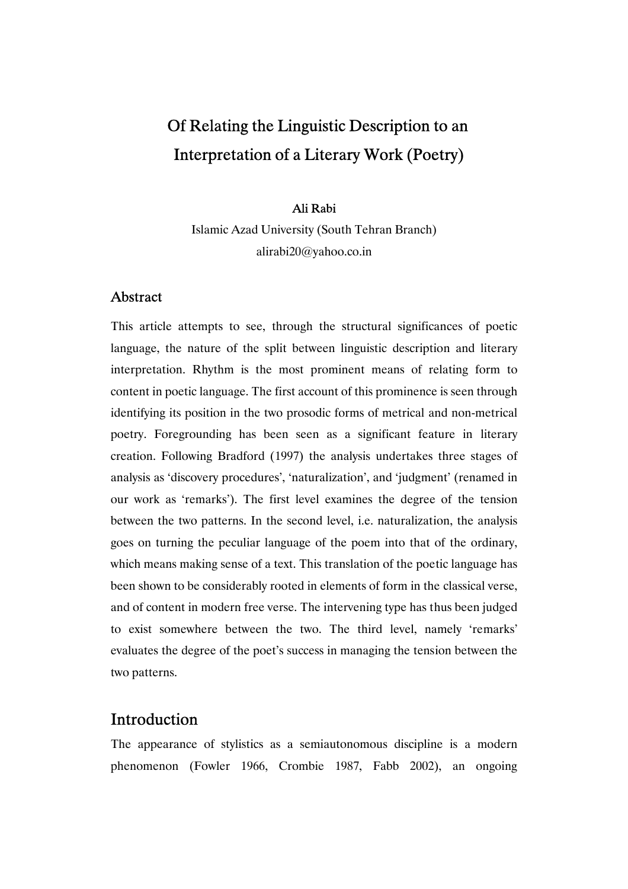# Of Relating the Linguistic Description to an Interpretation of a Literary Work (Poetry)

**Ali Rabi**

Islamic Azad University (South Tehran Branch)

alirabi20@yahoo.co.in

## Abstract

This article attempts to see, through the structural significances of poetic language, the nature of the split between linguistic description and literary interpretation. Rhythm is the most prominent means of relating form to content in poetic language. The first account of this prominence is seen through identifying its position in the two prosodic forms of metrical and non-metrical poetry. Foregrounding has been seen as a significant feature in literary creation. Following Bradford (1997) the analysis undertakes three stages of analysis as 'discovery procedures', 'naturalization', and 'judgment' (renamed in our work as 'remarks'). The first level examines the degree of the tension between the two patterns. In the second level, i.e. naturalization, the analysis goes on turning the peculiar language of the poem into that of the ordinary, which means making sense of a text. This translation of the poetic language has been shown to be considerably rooted in elements of form in the classical verse, and of content in modern free verse. The intervening type has thus been judged to exist somewhere between the two. The third level, namely 'remarks' evaluates the degree of the poet's success in managing the tension between the two patterns.

## Introduction

The appearance of stylistics as a semiautonomous discipline is a modern phenomenon (Fowler 1966, Crombie 1987, Fabb 2002), an ongoing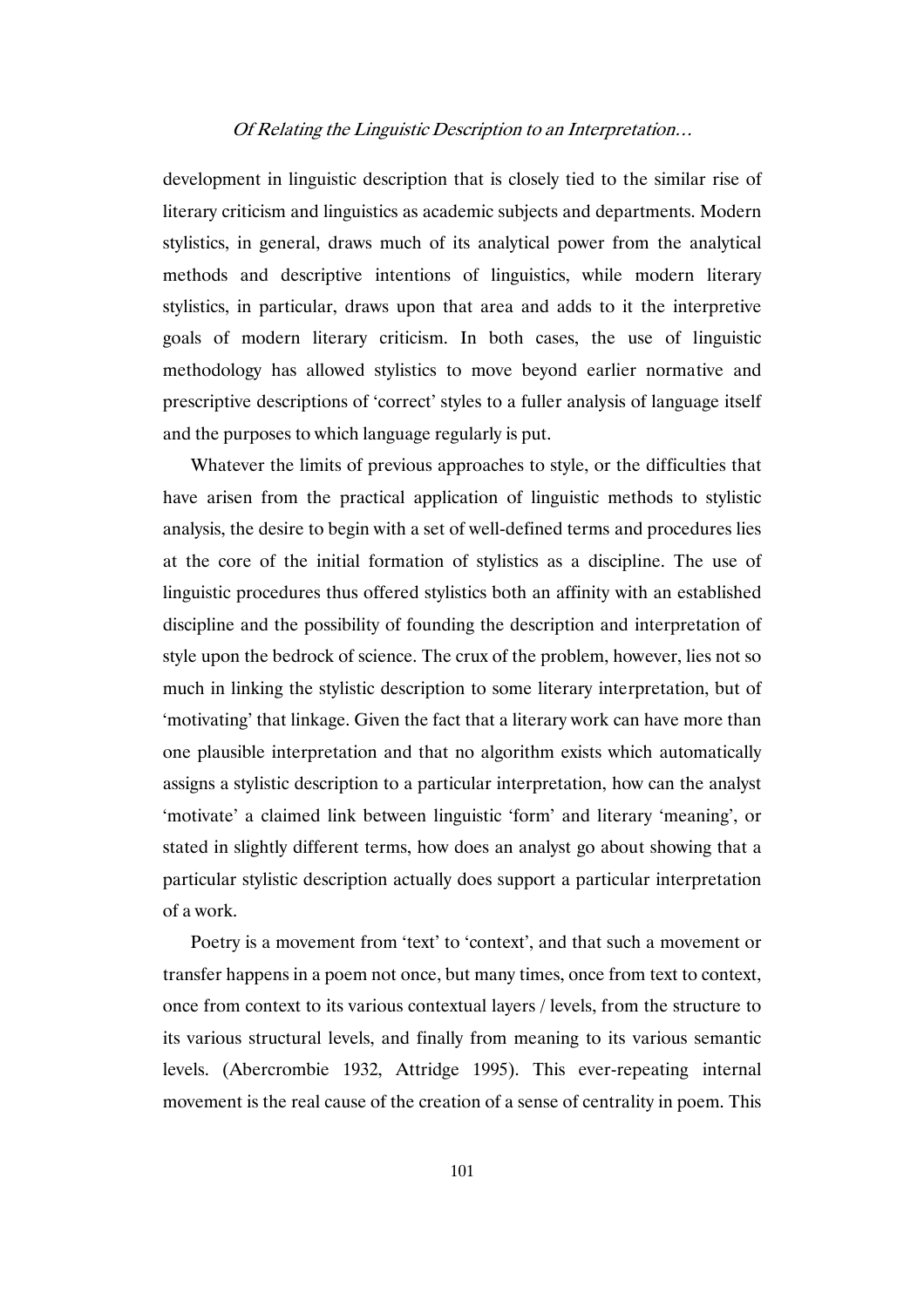development in linguistic description that is closely tied to the similar rise of literary criticism and linguistics as academic subjects and departments. Modern stylistics, in general, draws much of its analytical power from the analytical methods and descriptive intentions of linguistics, while modern literary stylistics, in particular, draws upon that area and adds to it the interpretive goals of modern literary criticism. In both cases, the use of linguistic methodology has allowed stylistics to move beyond earlier normative and prescriptive descriptions of 'correct' styles to a fuller analysis of language itself and the purposes to which language regularly is put.

Whatever the limits of previous approaches to style, or the difficulties that have arisen from the practical application of linguistic methods to stylistic analysis, the desire to begin with a set of well-defined terms and procedures lies at the core of the initial formation of stylistics as a discipline. The use of linguistic procedures thus offered stylistics both an affinity with an established discipline and the possibility of founding the description and interpretation of style upon the bedrock of science. The crux of the problem, however, lies not so much in linking the stylistic description to some literary interpretation, but of 'motivating' that linkage. Given the fact that a literary work can have more than one plausible interpretation and that no algorithm exists which automatically assigns a stylistic description to a particular interpretation, how can the analyst 'motivate' a claimed link between linguistic 'form' and literary 'meaning', or stated in slightly different terms, how does an analyst go about showing that a particular stylistic description actually does support a particular interpretation of a work.

Poetry is a movement from 'text' to 'context', and that such a movement or transfer happens in a poem not once, but many times, once from text to context, once from context to its various contextual layers / levels, from the structure to its various structural levels, and finally from meaning to its various semantic levels. (Abercrombie 1932, Attridge 1995). This ever-repeating internal movement is the real cause of the creation of a sense of centrality in poem. This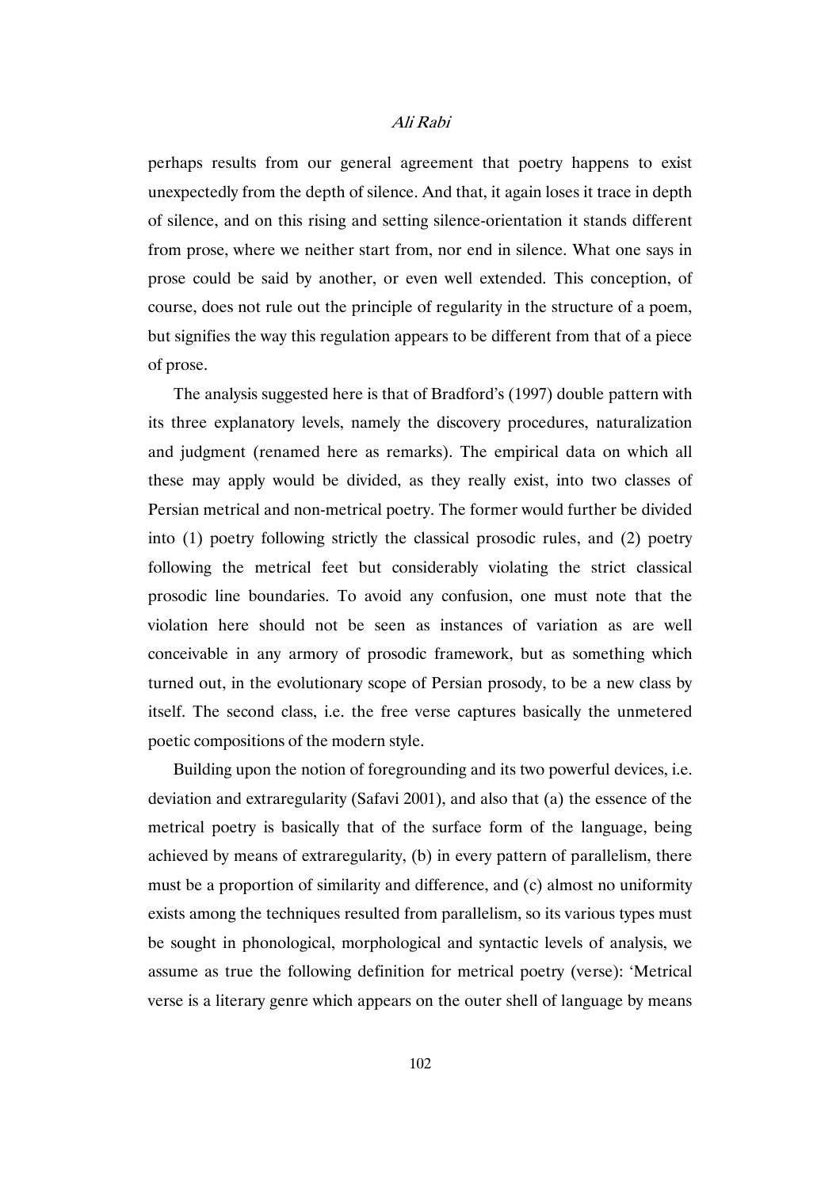perhaps results from our general agreement that poetry happens to exist unexpectedly from the depth of silence. And that, it again loses it trace in depth of silence, and on this rising and setting silence-orientation it stands different from prose, where we neither start from, nor end in silence. What one says in prose could be said by another, or even well extended. This conception, of course, does not rule out the principle of regularity in the structure of a poem, but signifies the way this regulation appears to be different from that of a piece of prose.

The analysis suggested here is that of Bradford's (1997) double pattern with its three explanatory levels, namely the discovery procedures, naturalization and judgment (renamed here as remarks). The empirical data on which all these may apply would be divided, as they really exist, into two classes of Persian metrical and non-metrical poetry. The former would further be divided into (1) poetry following strictly the classical prosodic rules, and (2) poetry following the metrical feet but considerably violating the strict classical prosodic line boundaries. To avoid any confusion, one must note that the violation here should not be seen as instances of variation as are well conceivable in any armory of prosodic framework, but as something which turned out, in the evolutionary scope of Persian prosody, to be a new class by itself. The second class, i.e. the free verse captures basically the unmetered poetic compositions of the modern style.

Building upon the notion of foregrounding and its two powerful devices, i.e. deviation and extraregularity (Safavi 2001), and also that (a) the essence of the metrical poetry is basically that of the surface form of the language, being achieved by means of extraregularity, (b) in every pattern of parallelism, there must be a proportion of similarity and difference, and (c) almost no uniformity exists among the techniques resulted from parallelism, so its various types must be sought in phonological, morphological and syntactic levels of analysis, we assume as true the following definition for metrical poetry (verse): 'Metrical verse is a literary genre which appears on the outer shell of language by means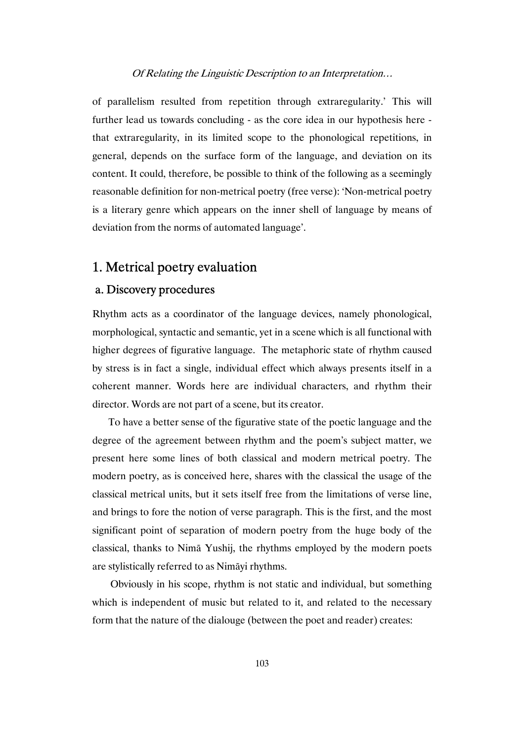of parallelism resulted from repetition through extraregularity.' This will further lead us towards concluding - as the core idea in our hypothesis here - that extraregularity, in its limited scope to the phonological repetitions, in general, depends on the surface form of the language, and deviation on its content. It could, therefore, be possible to think of the following as a seemingly reasonable definition for non-metrical poetry (free verse): 'Non-metrical poetry is a literary genre which appears on the inner shell of language by means of deviation from the norms of automated language'.

## 1. Metrical poetry evaluation

### a. Discovery procedures

Rhythm acts as a coordinator of the language devices, namely phonological, morphological, syntactic and semantic, yet in a scene which is all functional with higher degrees of figurative language. The metaphoric state of rhythm caused by stress is in fact a single, individual effect which always presents itself in a coherent manner. Words here are individual characters, and rhythm their director. Words are not part of a scene, but its creator.

To have a better sense of the figurative state of the poetic language and the degree of the agreement between rhythm and the poem's subject matter, we present here some lines of both classical and modern metrical poetry. The modern poetry, as is conceived here, shares with the classical the usage of the classical metrical units, but it sets itself free from the limitations of verse line, and brings to fore the notion of verse paragraph. This is the first, and the most significant point of separation of modern poetry from the huge body of the classical, thanks to Nimā Yushij, the rhythms employed by the modern poets are stylistically referred to as Nimāyi rhythms.

Obviously in his scope, rhythm is not static and individual, but something which is independent of music but related to it, and related to the necessary form that the nature of the dialouge (between the poet and reader) creates: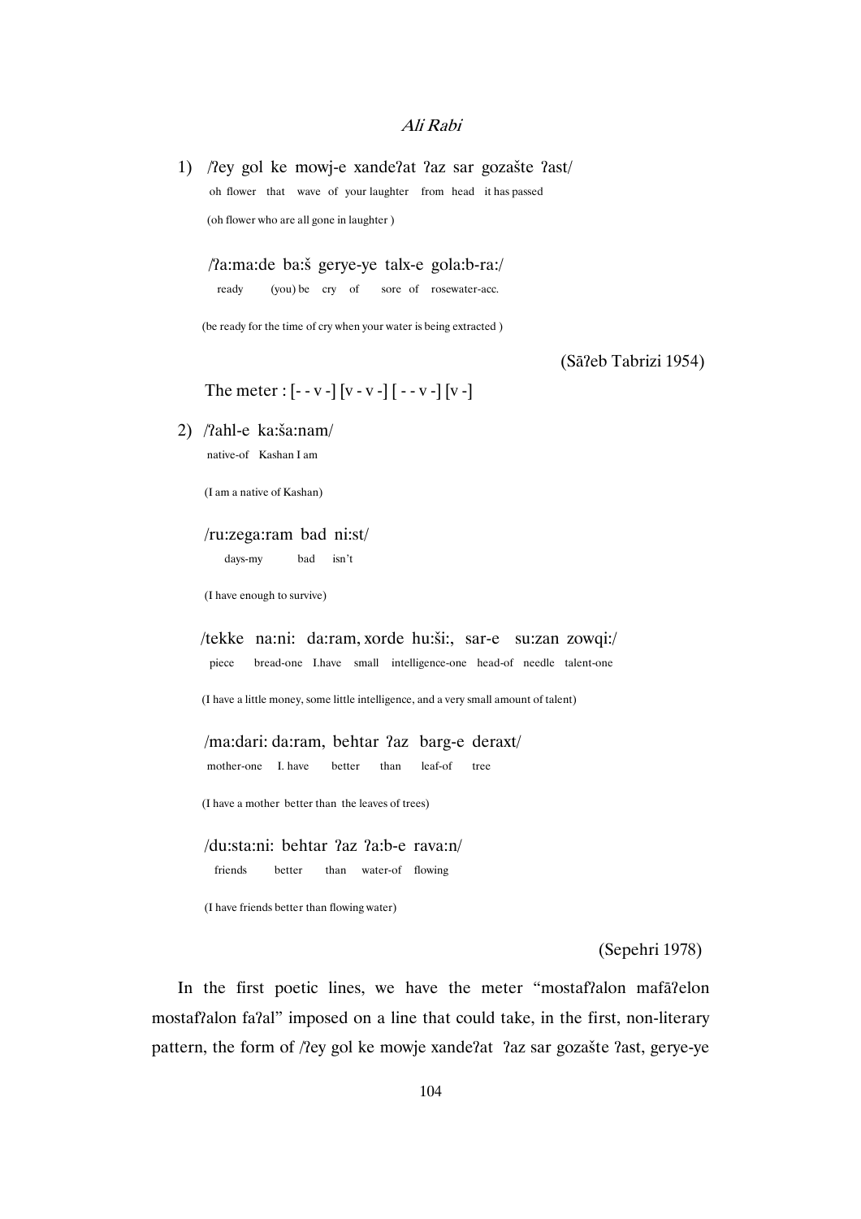1) /ʔey gol ke mowj-e xandeʔat ʔaz sar gozašte ʔast/
   oh flower that wave of your laughter from head it has passed
   (oh flower who are all gone in laughter )

   /ʔa:ma:de ba:š gerye-ye talx-e gola:b-ra:/
   ready (you) be cry of sore of rosewater-acc.
   (be ready for the time of cry when your water is being extracted )

(Sāʔeb Tabrizi 1954)

The meter : [- - v -] [v - v -] [ - - v -] [v -]

2) /ʔahl-e ka:ša:nam/
   native-of Kashan I am
   (I am a native of Kashan)

   /ru:zega:ram bad ni:st/
   days-my bad isn't
   (I have enough to survive)

   /tekke na:ni: da:ram, xorde hu:ši:, sar-e su:zan zowqi:/
   piece bread-one I.have small intelligence-one head-of needle talent-one
   (I have a little money, some little intelligence, and a very small amount of talent)

   /ma:dari: da:ram, behtar ʔaz barg-e deraxt/
   mother-one I. have better than leaf-of tree
   (I have a mother better than the leaves of trees)

   /du:sta:ni: behtar ʔaz ʔa:b-e rava:n/
   friends better than water-of flowing
   (I have friends better than flowing water)

(Sepehri 1978)

In the first poetic lines, we have the meter “mostafʔalon mafāʔelon mostafʔalon faʔal” imposed on a line that could take, in the first, non-literary pattern, the form of /ʔey gol ke mowje xandeʔat ʔaz sar gozašte ʔast, gerye-ye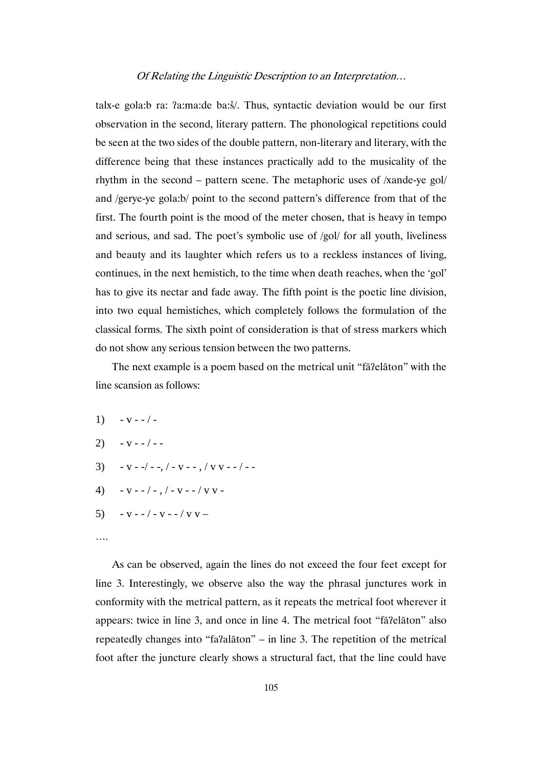talx-e gola:b ra: ʔa:ma:de ba:š/. Thus, syntactic deviation would be our first observation in the second, literary pattern. The phonological repetitions could be seen at the two sides of the double pattern, non-literary and literary, with the difference being that these instances practically add to the musicality of the rhythm in the second – pattern scene. The metaphoric uses of /xande-ye gol/ and /gerye-ye gola:b/ point to the second pattern's difference from that of the first. The fourth point is the mood of the meter chosen, that is heavy in tempo and serious, and sad. The poet's symbolic use of /gol/ for all youth, liveliness and beauty and its laughter which refers us to a reckless instances of living, continues, in the next hemistich, to the time when death reaches, when the 'gol' has to give its nectar and fade away. The fifth point is the poetic line division, into two equal hemistiches, which completely follows the formulation of the classical forms. The sixth point of consideration is that of stress markers which do not show any serious tension between the two patterns.

The next example is a poem based on the metrical unit "fāʔelāton" with the line scansion as follows:

1) - v - - / -

2) - v - - / - -

3) - v - -/ - -, / - v - - , / v v - - / - -

4) - v - - / - , / - v - - / v v -

5) - v - - / - v - - / v v –

….

As can be observed, again the lines do not exceed the four feet except for line 3. Interestingly, we observe also the way the phrasal junctures work in conformity with the metrical pattern, as it repeats the metrical foot wherever it appears: twice in line 3, and once in line 4. The metrical foot "fāʔelāton" also repeatedly changes into "faʔalāton" – in line 3. The repetition of the metrical foot after the juncture clearly shows a structural fact, that the line could have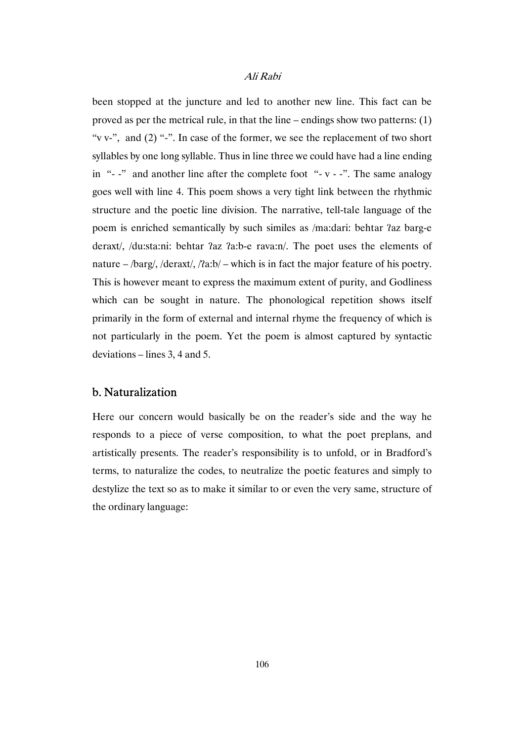been stopped at the juncture and led to another new line. This fact can be proved as per the metrical rule, in that the line – endings show two patterns: (1) "v v-", and (2) "-". In case of the former, we see the replacement of two short syllables by one long syllable. Thus in line three we could have had a line ending in "- -" and another line after the complete foot "- v - -". The same analogy goes well with line 4. This poem shows a very tight link between the rhythmic structure and the poetic line division. The narrative, tell-tale language of the poem is enriched semantically by such similes as /ma:dari: behtar ʔaz barg-e deraxt/, /du:sta:ni: behtar ʔaz ʔa:b-e rava:n/. The poet uses the elements of nature – /barg/, /deraxt/, /ʔa:b/ – which is in fact the major feature of his poetry. This is however meant to express the maximum extent of purity, and Godliness which can be sought in nature. The phonological repetition shows itself primarily in the form of external and internal rhyme the frequency of which is not particularly in the poem. Yet the poem is almost captured by syntactic deviations – lines 3, 4 and 5.

## b. Naturalization

Here our concern would basically be on the reader's side and the way he responds to a piece of verse composition, to what the poet preplans, and artistically presents. The reader's responsibility is to unfold, or in Bradford's terms, to naturalize the codes, to neutralize the poetic features and simply to destylize the text so as to make it similar to or even the very same, structure of the ordinary language: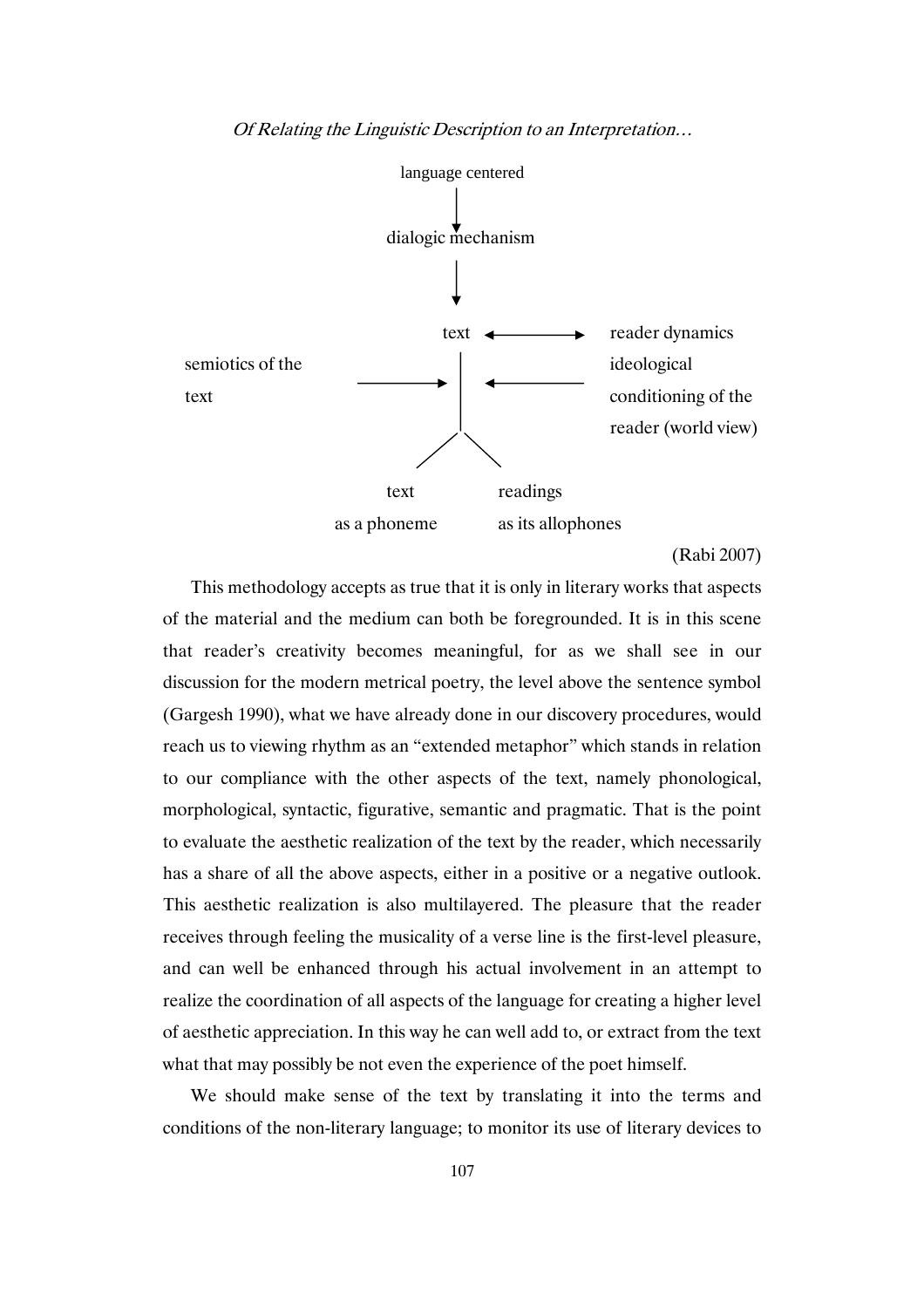language centered

↓

dialogic mechanism

↓

text ⟷ reader dynamics

semiotics of the text → | ← ideological conditioning of the reader (world view)

text as a phoneme — readings as its allophones

(Rabi 2007)

This methodology accepts as true that it is only in literary works that aspects of the material and the medium can both be foregrounded. It is in this scene that reader's creativity becomes meaningful, for as we shall see in our discussion for the modern metrical poetry, the level above the sentence symbol (Gargesh 1990), what we have already done in our discovery procedures, would reach us to viewing rhythm as an "extended metaphor" which stands in relation to our compliance with the other aspects of the text, namely phonological, morphological, syntactic, figurative, semantic and pragmatic. That is the point to evaluate the aesthetic realization of the text by the reader, which necessarily has a share of all the above aspects, either in a positive or a negative outlook. This aesthetic realization is also multilayered. The pleasure that the reader receives through feeling the musicality of a verse line is the first-level pleasure, and can well be enhanced through his actual involvement in an attempt to realize the coordination of all aspects of the language for creating a higher level of aesthetic appreciation. In this way he can well add to, or extract from the text what that may possibly be not even the experience of the poet himself.

We should make sense of the text by translating it into the terms and conditions of the non-literary language; to monitor its use of literary devices to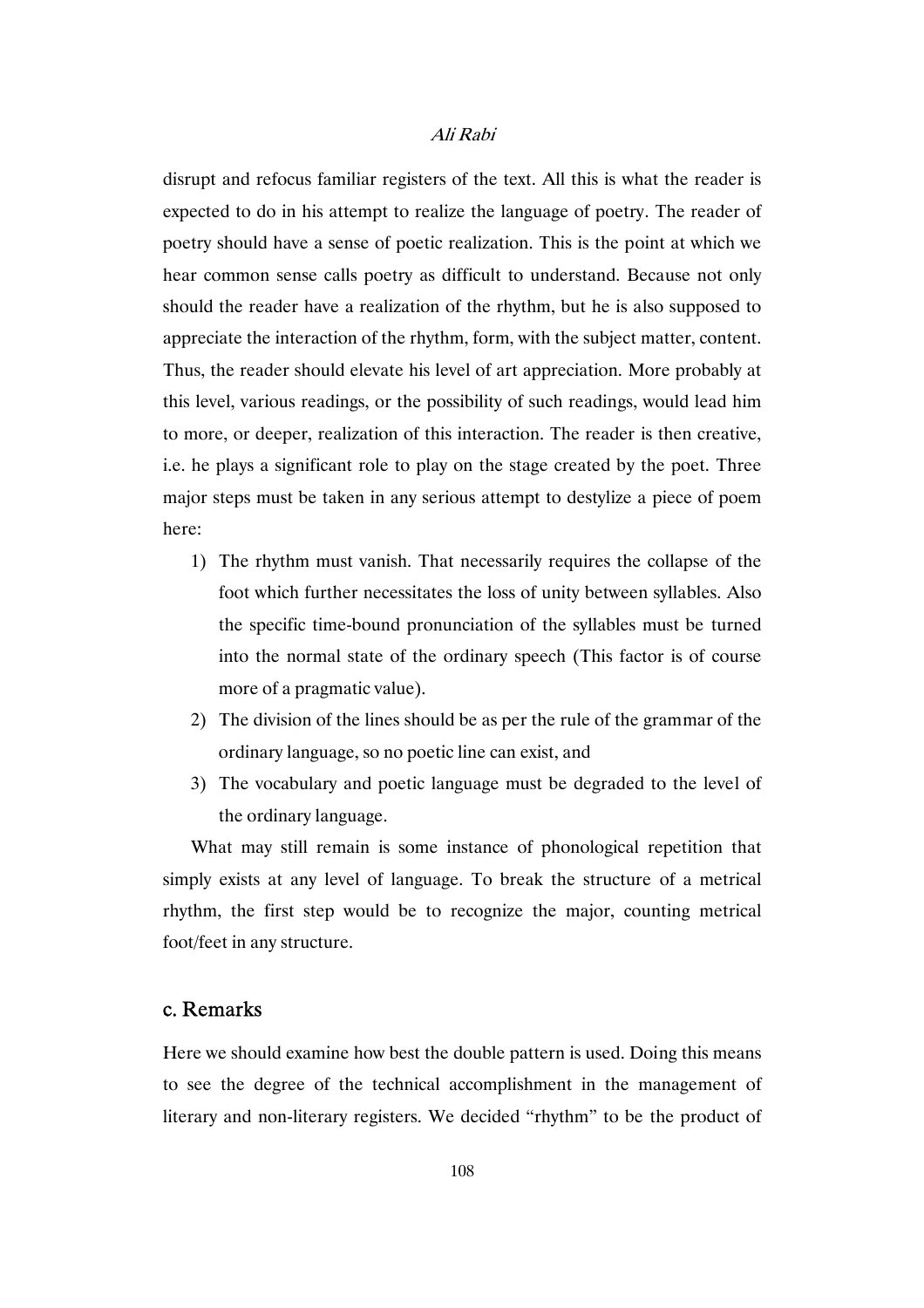disrupt and refocus familiar registers of the text. All this is what the reader is expected to do in his attempt to realize the language of poetry. The reader of poetry should have a sense of poetic realization. This is the point at which we hear common sense calls poetry as difficult to understand. Because not only should the reader have a realization of the rhythm, but he is also supposed to appreciate the interaction of the rhythm, form, with the subject matter, content. Thus, the reader should elevate his level of art appreciation. More probably at this level, various readings, or the possibility of such readings, would lead him to more, or deeper, realization of this interaction. The reader is then creative, i.e. he plays a significant role to play on the stage created by the poet. Three major steps must be taken in any serious attempt to destylize a piece of poem here:

1) The rhythm must vanish. That necessarily requires the collapse of the foot which further necessitates the loss of unity between syllables. Also the specific time-bound pronunciation of the syllables must be turned into the normal state of the ordinary speech (This factor is of course more of a pragmatic value).
2) The division of the lines should be as per the rule of the grammar of the ordinary language, so no poetic line can exist, and
3) The vocabulary and poetic language must be degraded to the level of the ordinary language.

What may still remain is some instance of phonological repetition that simply exists at any level of language. To break the structure of a metrical rhythm, the first step would be to recognize the major, counting metrical foot/feet in any structure.

## c. Remarks

Here we should examine how best the double pattern is used. Doing this means to see the degree of the technical accomplishment in the management of literary and non-literary registers. We decided "rhythm" to be the product of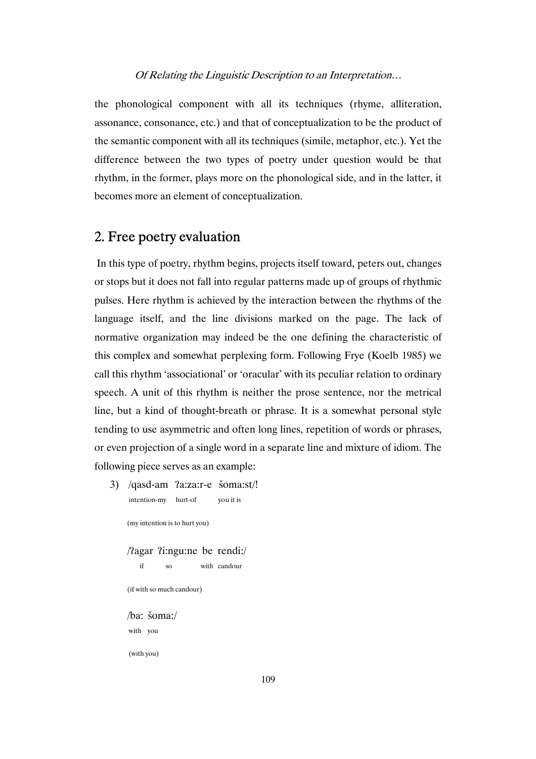the phonological component with all its techniques (rhyme, alliteration, assonance, consonance, etc.) and that of conceptualization to be the product of the semantic component with all its techniques (simile, metaphor, etc.). Yet the difference between the two types of poetry under question would be that rhythm, in the former, plays more on the phonological side, and in the latter, it becomes more an element of conceptualization.

## 2. Free poetry evaluation

In this type of poetry, rhythm begins, projects itself toward, peters out, changes or stops but it does not fall into regular patterns made up of groups of rhythmic pulses. Here rhythm is achieved by the interaction between the rhythms of the language itself, and the line divisions marked on the page. The lack of normative organization may indeed be the one defining the characteristic of this complex and somewhat perplexing form. Following Frye (Koelb 1985) we call this rhythm 'associational' or 'oracular' with its peculiar relation to ordinary speech. A unit of this rhythm is neither the prose sentence, nor the metrical line, but a kind of thought-breath or phrase. It is a somewhat personal style tending to use asymmetric and often long lines, repetition of words or phrases, or even projection of a single word in a separate line and mixture of idiom. The following piece serves as an example:

3) /qasd-am ʔa:za:r-e šoma:st/!
intention-my hurt-of you it is

(my intention is to hurt you)

/ʔagar ʔi:ngu:ne be rendi:/
if so with candour

(if with so much candour)

/ba: šoma:/
with you

(with you)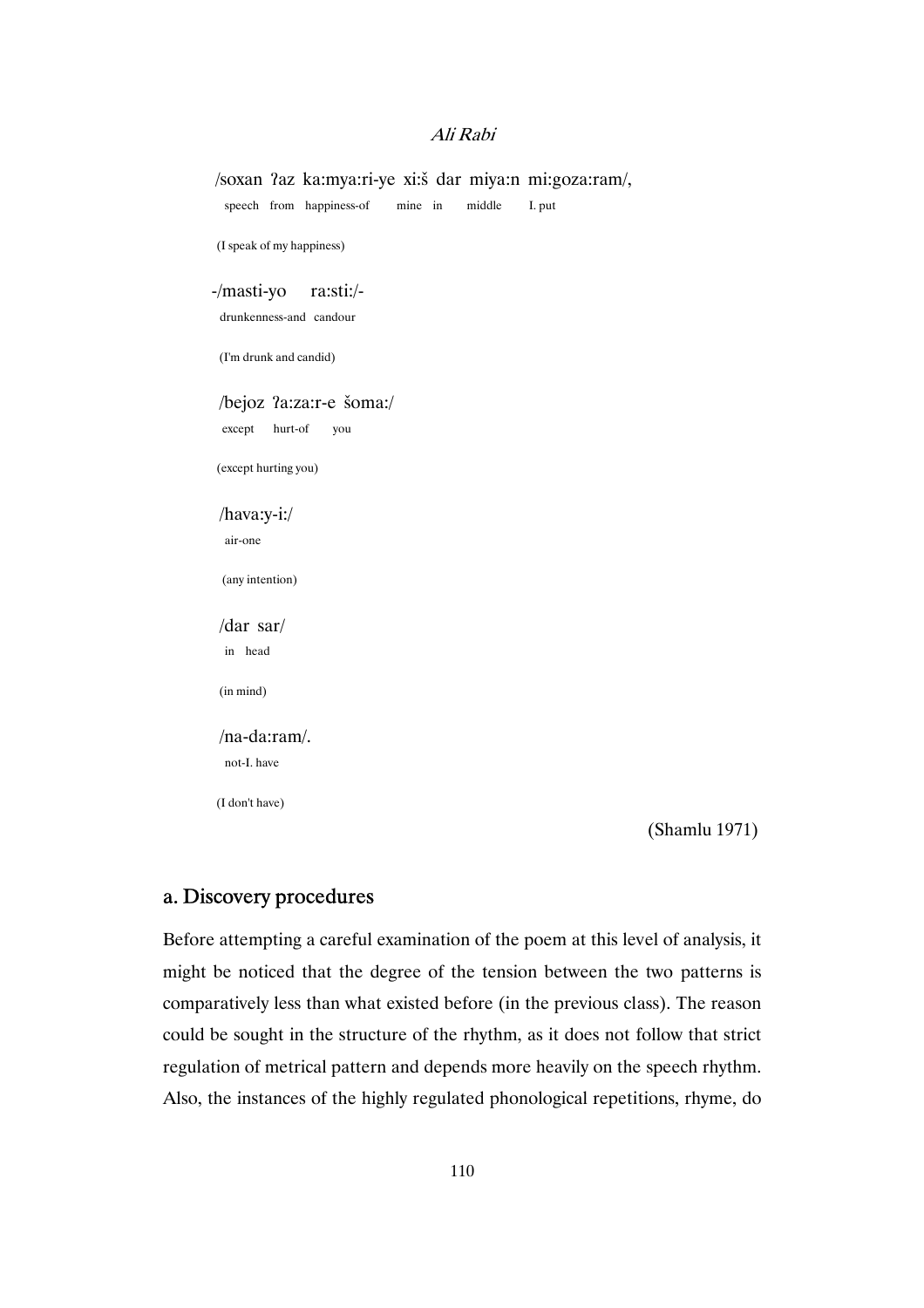/soxan ʔaz ka:mya:ri-ye xi:š dar miya:n mi:goza:ram/,
speech from happiness-of mine in middle I. put

(I speak of my happiness)

-/masti-yo ra:sti:/-
drunkenness-and candour

(I'm drunk and candid)

/bejoz ʔa:za:r-e šoma:/
except hurt-of you

(except hurting you)

/hava:y-i:/
air-one

(any intention)

/dar sar/
in head

(in mind)

/na-da:ram/.
not-I. have

(I don't have)

(Shamlu 1971)

## a. Discovery procedures

Before attempting a careful examination of the poem at this level of analysis, it might be noticed that the degree of the tension between the two patterns is comparatively less than what existed before (in the previous class). The reason could be sought in the structure of the rhythm, as it does not follow that strict regulation of metrical pattern and depends more heavily on the speech rhythm. Also, the instances of the highly regulated phonological repetitions, rhyme, do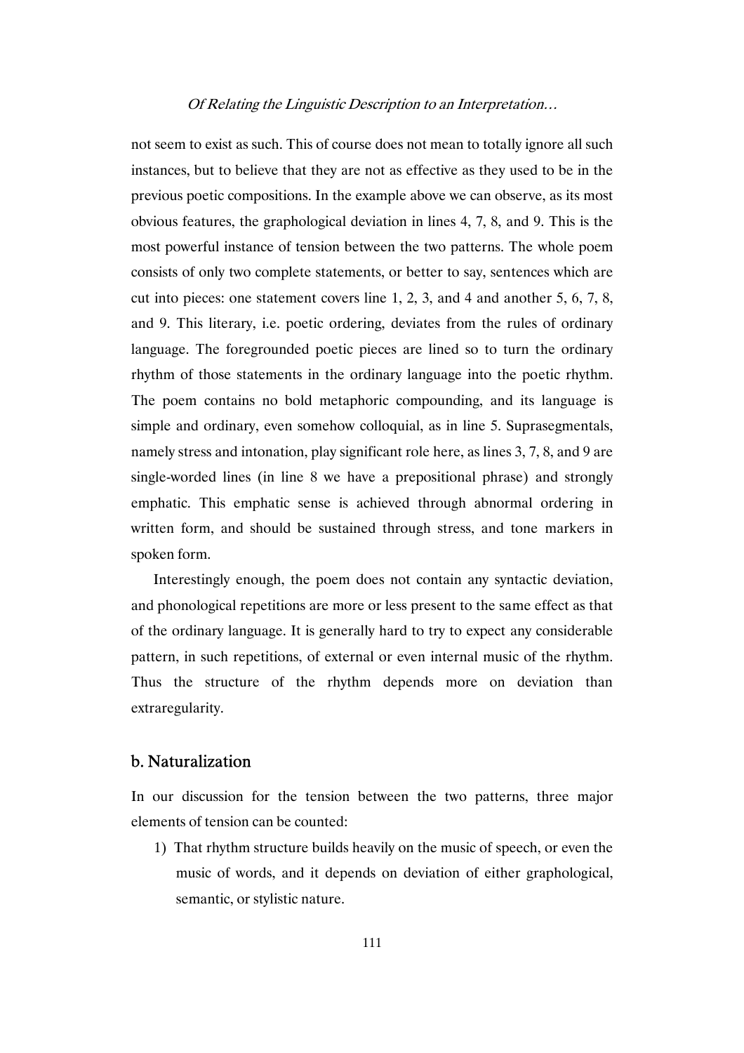not seem to exist as such. This of course does not mean to totally ignore all such instances, but to believe that they are not as effective as they used to be in the previous poetic compositions. In the example above we can observe, as its most obvious features, the graphological deviation in lines 4, 7, 8, and 9. This is the most powerful instance of tension between the two patterns. The whole poem consists of only two complete statements, or better to say, sentences which are cut into pieces: one statement covers line 1, 2, 3, and 4 and another 5, 6, 7, 8, and 9. This literary, i.e. poetic ordering, deviates from the rules of ordinary language. The foregrounded poetic pieces are lined so to turn the ordinary rhythm of those statements in the ordinary language into the poetic rhythm. The poem contains no bold metaphoric compounding, and its language is simple and ordinary, even somehow colloquial, as in line 5. Suprasegmentals, namely stress and intonation, play significant role here, as lines 3, 7, 8, and 9 are single-worded lines (in line 8 we have a prepositional phrase) and strongly emphatic. This emphatic sense is achieved through abnormal ordering in written form, and should be sustained through stress, and tone markers in spoken form.

Interestingly enough, the poem does not contain any syntactic deviation, and phonological repetitions are more or less present to the same effect as that of the ordinary language. It is generally hard to try to expect any considerable pattern, in such repetitions, of external or even internal music of the rhythm. Thus the structure of the rhythm depends more on deviation than extraregularity.

## b. Naturalization

In our discussion for the tension between the two patterns, three major elements of tension can be counted:

1) That rhythm structure builds heavily on the music of speech, or even the music of words, and it depends on deviation of either graphological, semantic, or stylistic nature.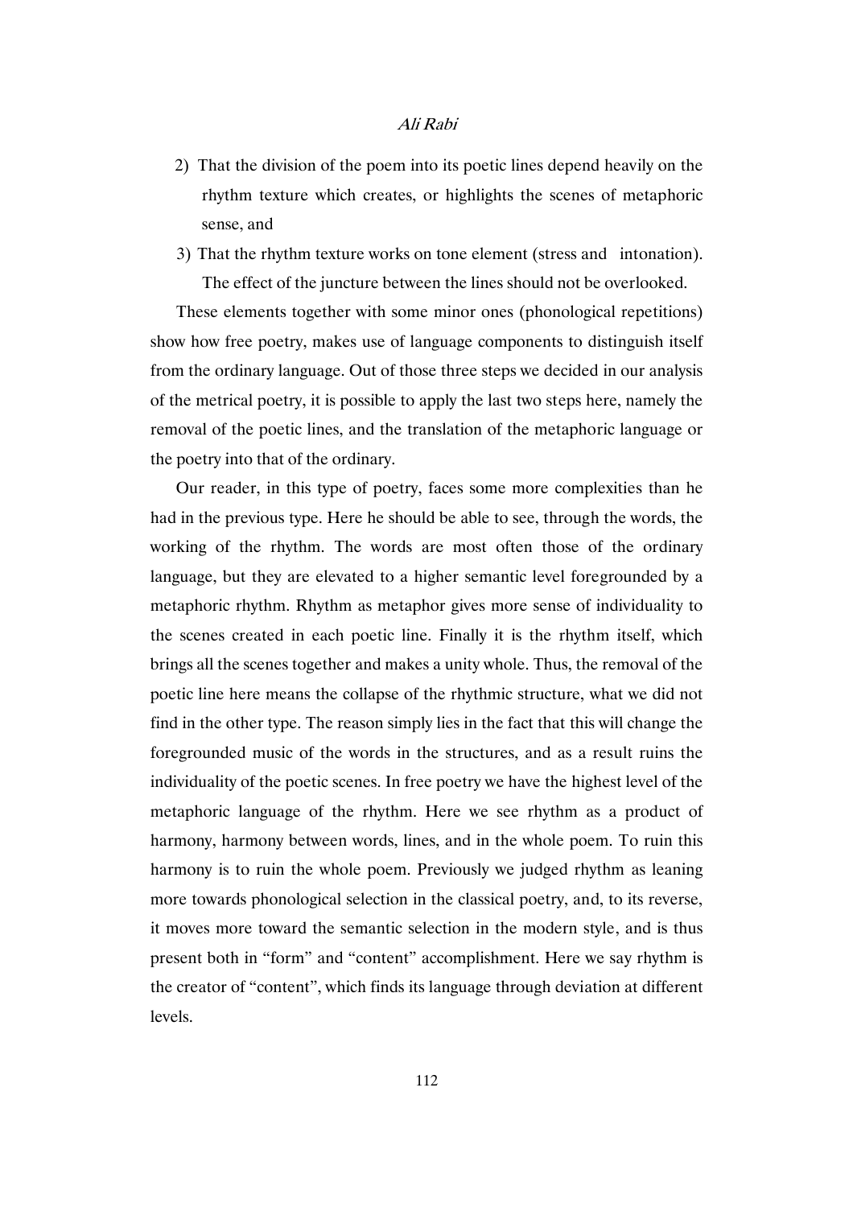2) That the division of the poem into its poetic lines depend heavily on the rhythm texture which creates, or highlights the scenes of metaphoric sense, and

3) That the rhythm texture works on tone element (stress and intonation). The effect of the juncture between the lines should not be overlooked.

These elements together with some minor ones (phonological repetitions) show how free poetry, makes use of language components to distinguish itself from the ordinary language. Out of those three steps we decided in our analysis of the metrical poetry, it is possible to apply the last two steps here, namely the removal of the poetic lines, and the translation of the metaphoric language or the poetry into that of the ordinary.

Our reader, in this type of poetry, faces some more complexities than he had in the previous type. Here he should be able to see, through the words, the working of the rhythm. The words are most often those of the ordinary language, but they are elevated to a higher semantic level foregrounded by a metaphoric rhythm. Rhythm as metaphor gives more sense of individuality to the scenes created in each poetic line. Finally it is the rhythm itself, which brings all the scenes together and makes a unity whole. Thus, the removal of the poetic line here means the collapse of the rhythmic structure, what we did not find in the other type. The reason simply lies in the fact that this will change the foregrounded music of the words in the structures, and as a result ruins the individuality of the poetic scenes. In free poetry we have the highest level of the metaphoric language of the rhythm. Here we see rhythm as a product of harmony, harmony between words, lines, and in the whole poem. To ruin this harmony is to ruin the whole poem. Previously we judged rhythm as leaning more towards phonological selection in the classical poetry, and, to its reverse, it moves more toward the semantic selection in the modern style, and is thus present both in "form" and "content" accomplishment. Here we say rhythm is the creator of "content", which finds its language through deviation at different levels.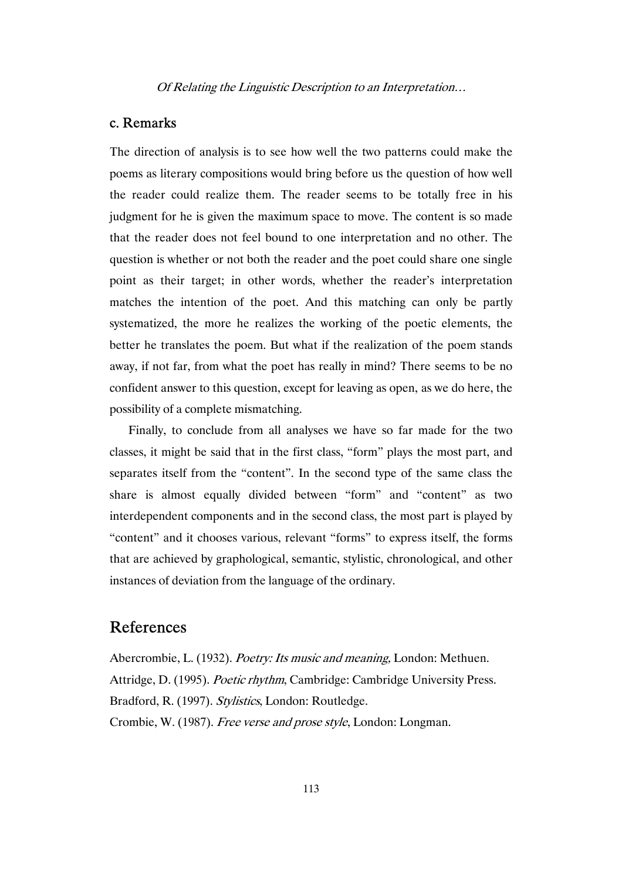### c. Remarks

The direction of analysis is to see how well the two patterns could make the poems as literary compositions would bring before us the question of how well the reader could realize them. The reader seems to be totally free in his judgment for he is given the maximum space to move. The content is so made that the reader does not feel bound to one interpretation and no other. The question is whether or not both the reader and the poet could share one single point as their target; in other words, whether the reader's interpretation matches the intention of the poet. And this matching can only be partly systematized, the more he realizes the working of the poetic elements, the better he translates the poem. But what if the realization of the poem stands away, if not far, from what the poet has really in mind? There seems to be no confident answer to this question, except for leaving as open, as we do here, the possibility of a complete mismatching.

Finally, to conclude from all analyses we have so far made for the two classes, it might be said that in the first class, "form" plays the most part, and separates itself from the "content". In the second type of the same class the share is almost equally divided between "form" and "content" as two interdependent components and in the second class, the most part is played by "content" and it chooses various, relevant "forms" to express itself, the forms that are achieved by graphological, semantic, stylistic, chronological, and other instances of deviation from the language of the ordinary.

## References

Abercrombie, L. (1932). *Poetry: Its music and meaning,* London: Methuen.

Attridge, D. (1995). *Poetic rhythm*, Cambridge: Cambridge University Press.

Bradford, R. (1997). *Stylistics*, London: Routledge.

Crombie, W. (1987). *Free verse and prose style*, London: Longman.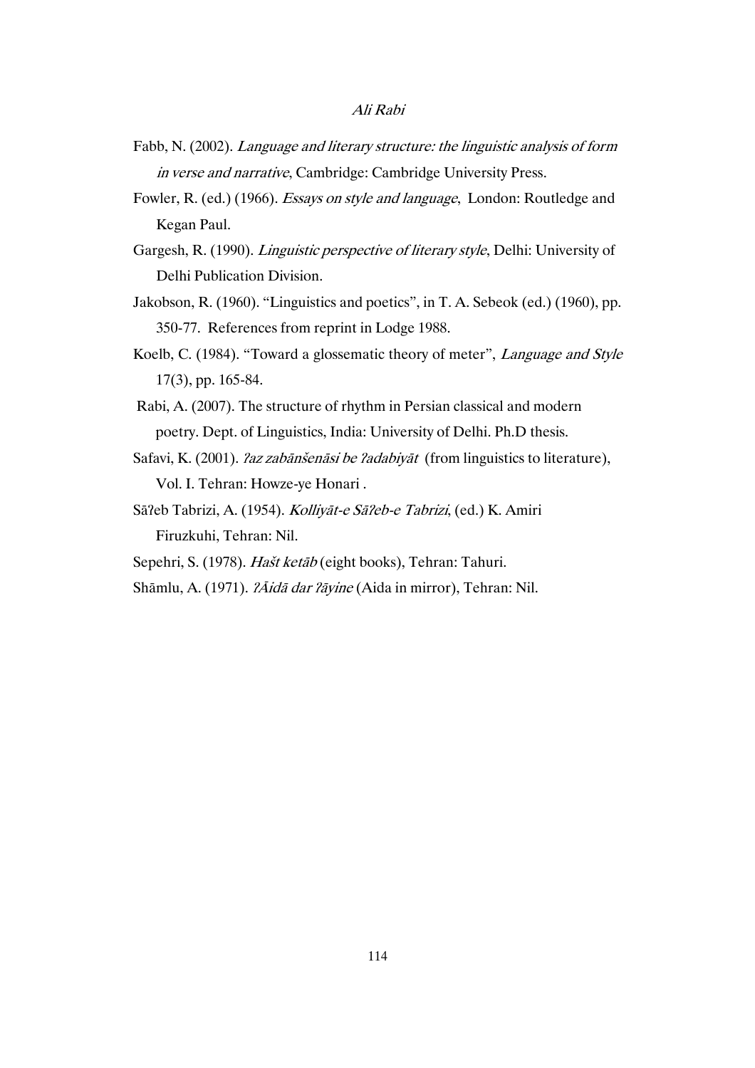Fabb, N. (2002). *Language and literary structure: the linguistic analysis of form in verse and narrative*, Cambridge: Cambridge University Press.

Fowler, R. (ed.) (1966). *Essays on style and language*, London: Routledge and Kegan Paul.

Gargesh, R. (1990). *Linguistic perspective of literary style*, Delhi: University of Delhi Publication Division.

Jakobson, R. (1960). "Linguistics and poetics", in T. A. Sebeok (ed.) (1960), pp. 350-77. References from reprint in Lodge 1988.

Koelb, C. (1984). "Toward a glossematic theory of meter", *Language and Style* 17(3), pp. 165-84.

Rabi, A. (2007). The structure of rhythm in Persian classical and modern poetry. Dept. of Linguistics, India: University of Delhi. Ph.D thesis.

Safavi, K. (2001). *ʔaz zabānšenāsi be ʔadabiyāt* (from linguistics to literature), Vol. I. Tehran: Howze-ye Honari .

Sāʔeb Tabrizi, A. (1954). *Kolliyāt-e Sāʔeb-e Tabrizi*, (ed.) K. Amiri Firuzkuhi, Tehran: Nil.

Sepehri, S. (1978). *Hašt ketāb* (eight books), Tehran: Tahuri.

Shāmlu, A. (1971). *ʔĀidā dar ʔāyine* (Aida in mirror), Tehran: Nil.